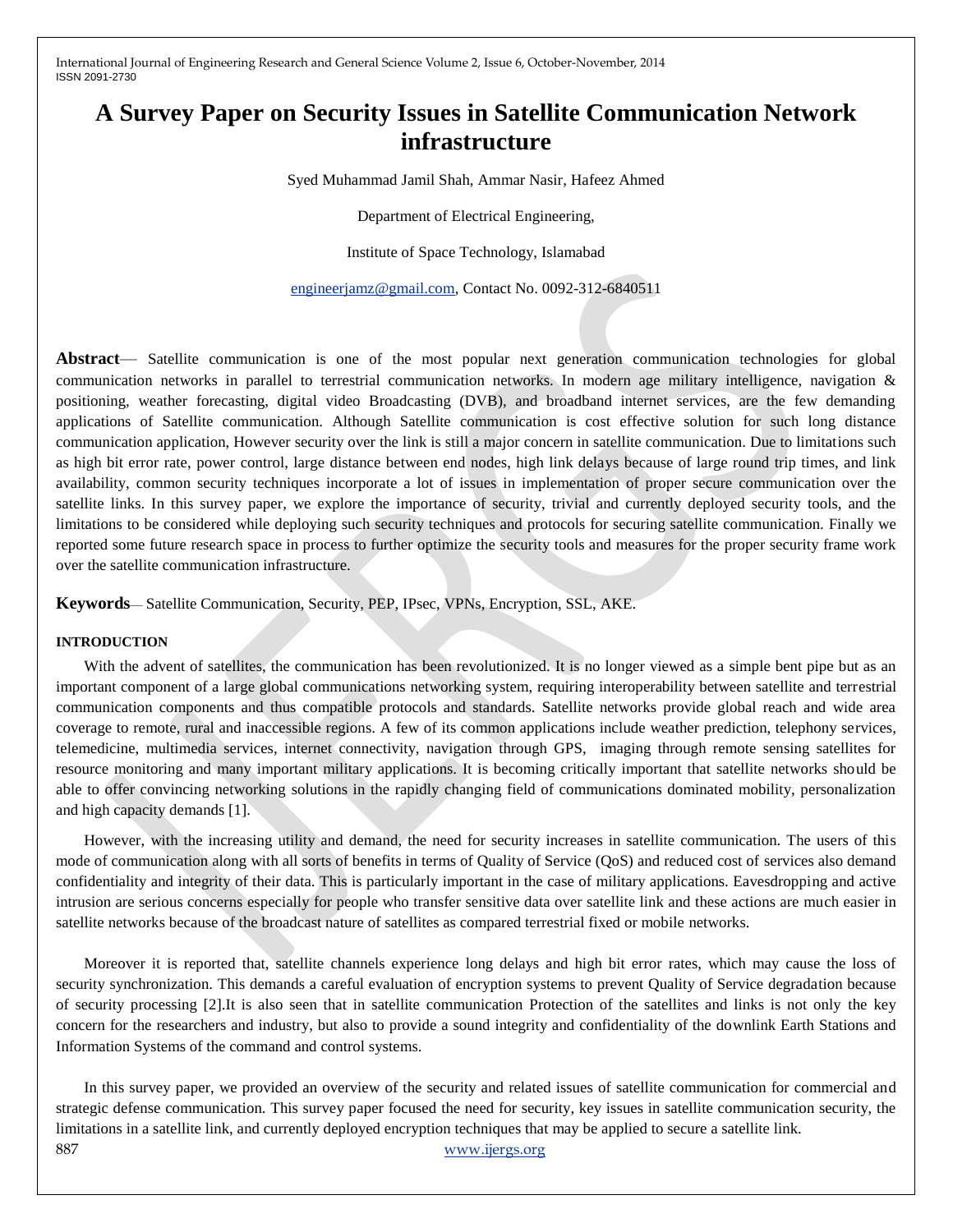# A Survey Paper on Security Issues in Satellite Communication Network infrastructure

Syed Muhammad Jamil Shah, Ammar Nasir, Hafeez Ahmed

Department of Electrical Engineering,

Institute of Space Technology, Islamabad

engineerjamz@gmail.com, Contact No. 0092-312-6840511

**Abstract**— Satellite communication is one of the most popular next generation communication technologies for global communication networks in parallel to terrestrial communication networks. In modern age military intelligence, navigation & positioning, weather forecasting, digital video Broadcasting (DVB), and broadband internet services, are the few demanding applications of Satellite communication. Although Satellite communication is cost effective solution for such long distance communication application, However security over the link is still a major concern in satellite communication. Due to limitations such as high bit error rate, power control, large distance between end nodes, high link delays because of large round trip times, and link availability, common security techniques incorporate a lot of issues in implementation of proper secure communication over the satellite links. In this survey paper, we explore the importance of security, trivial and currently deployed security tools, and the limitations to be considered while deploying such security techniques and protocols for securing satellite communication. Finally we reported some future research space in process to further optimize the security tools and measures for the proper security frame work over the satellite communication infrastructure.

**Keywords**— Satellite Communication, Security, PEP, IPsec, VPNs, Encryption, SSL, AKE.

## INTRODUCTION

With the advent of satellites, the communication has been revolutionized. It is no longer viewed as a simple bent pipe but as an important component of a large global communications networking system, requiring interoperability between satellite and terrestrial communication components and thus compatible protocols and standards. Satellite networks provide global reach and wide area coverage to remote, rural and inaccessible regions. A few of its common applications include weather prediction, telephony services, telemedicine, multimedia services, internet connectivity, navigation through GPS, imaging through remote sensing satellites for resource monitoring and many important military applications. It is becoming critically important that satellite networks should be able to offer convincing networking solutions in the rapidly changing field of communications dominated mobility, personalization and high capacity demands [1].

However, with the increasing utility and demand, the need for security increases in satellite communication. The users of this mode of communication along with all sorts of benefits in terms of Quality of Service (QoS) and reduced cost of services also demand confidentiality and integrity of their data. This is particularly important in the case of military applications. Eavesdropping and active intrusion are serious concerns especially for people who transfer sensitive data over satellite link and these actions are much easier in satellite networks because of the broadcast nature of satellites as compared terrestrial fixed or mobile networks.

Moreover it is reported that, satellite channels experience long delays and high bit error rates, which may cause the loss of security synchronization. This demands a careful evaluation of encryption systems to prevent Quality of Service degradation because of security processing [2].It is also seen that in satellite communication Protection of the satellites and links is not only the key concern for the researchers and industry, but also to provide a sound integrity and confidentiality of the downlink Earth Stations and Information Systems of the command and control systems.

In this survey paper, we provided an overview of the security and related issues of satellite communication for commercial and strategic defense communication. This survey paper focused the need for security, key issues in satellite communication security, the limitations in a satellite link, and currently deployed encryption techniques that may be applied to secure a satellite link.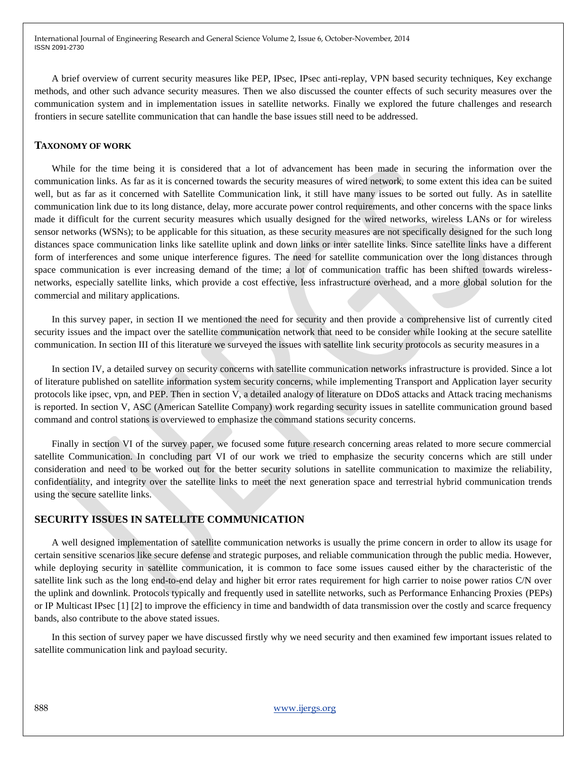A brief overview of current security measures like PEP, IPsec, IPsec anti-replay, VPN based security techniques, Key exchange methods, and other such advance security measures. Then we also discussed the counter effects of such security measures over the communication system and in implementation issues in satellite networks. Finally we explored the future challenges and research frontiers in secure satellite communication that can handle the base issues still need to be addressed.

## TAXONOMY OF WORK

While for the time being it is considered that a lot of advancement has been made in securing the information over the communication links. As far as it is concerned towards the security measures of wired network, to some extent this idea can be suited well, but as far as it concerned with Satellite Communication link, it still have many issues to be sorted out fully. As in satellite communication link due to its long distance, delay, more accurate power control requirements, and other concerns with the space links made it difficult for the current security measures which usually designed for the wired networks, wireless LANs or for wireless sensor networks (WSNs); to be applicable for this situation, as these security measures are not specifically designed for the such long distances space communication links like satellite uplink and down links or inter satellite links. Since satellite links have a different form of interferences and some unique interference figures. The need for satellite communication over the long distances through space communication is ever increasing demand of the time; a lot of communication traffic has been shifted towards wireless-networks, especially satellite links, which provide a cost effective, less infrastructure overhead, and a more global solution for the commercial and military applications.

In this survey paper, in section II we mentioned the need for security and then provide a comprehensive list of currently cited security issues and the impact over the satellite communication network that need to be consider while looking at the secure satellite communication. In section III of this literature we surveyed the issues with satellite link security protocols as security measures in a

In section IV, a detailed survey on security concerns with satellite communication networks infrastructure is provided. Since a lot of literature published on satellite information system security concerns, while implementing Transport and Application layer security protocols like ipsec, vpn, and PEP. Then in section V, a detailed analogy of literature on DDoS attacks and Attack tracing mechanisms is reported. In section V, ASC (American Satellite Company) work regarding security issues in satellite communication ground based command and control stations is overviewed to emphasize the command stations security concerns.

Finally in section VI of the survey paper, we focused some future research concerning areas related to more secure commercial satellite Communication. In concluding part VI of our work we tried to emphasize the security concerns which are still under consideration and need to be worked out for the better security solutions in satellite communication to maximize the reliability, confidentiality, and integrity over the satellite links to meet the next generation space and terrestrial hybrid communication trends using the secure satellite links.

## SECURITY ISSUES IN SATELLITE COMMUNICATION

A well designed implementation of satellite communication networks is usually the prime concern in order to allow its usage for certain sensitive scenarios like secure defense and strategic purposes, and reliable communication through the public media. However, while deploying security in satellite communication, it is common to face some issues caused either by the characteristic of the satellite link such as the long end-to-end delay and higher bit error rates requirement for high carrier to noise power ratios C/N over the uplink and downlink. Protocols typically and frequently used in satellite networks, such as Performance Enhancing Proxies (PEPs) or IP Multicast IPsec [1] [2] to improve the efficiency in time and bandwidth of data transmission over the costly and scarce frequency bands, also contribute to the above stated issues.

In this section of survey paper we have discussed firstly why we need security and then examined few important issues related to satellite communication link and payload security.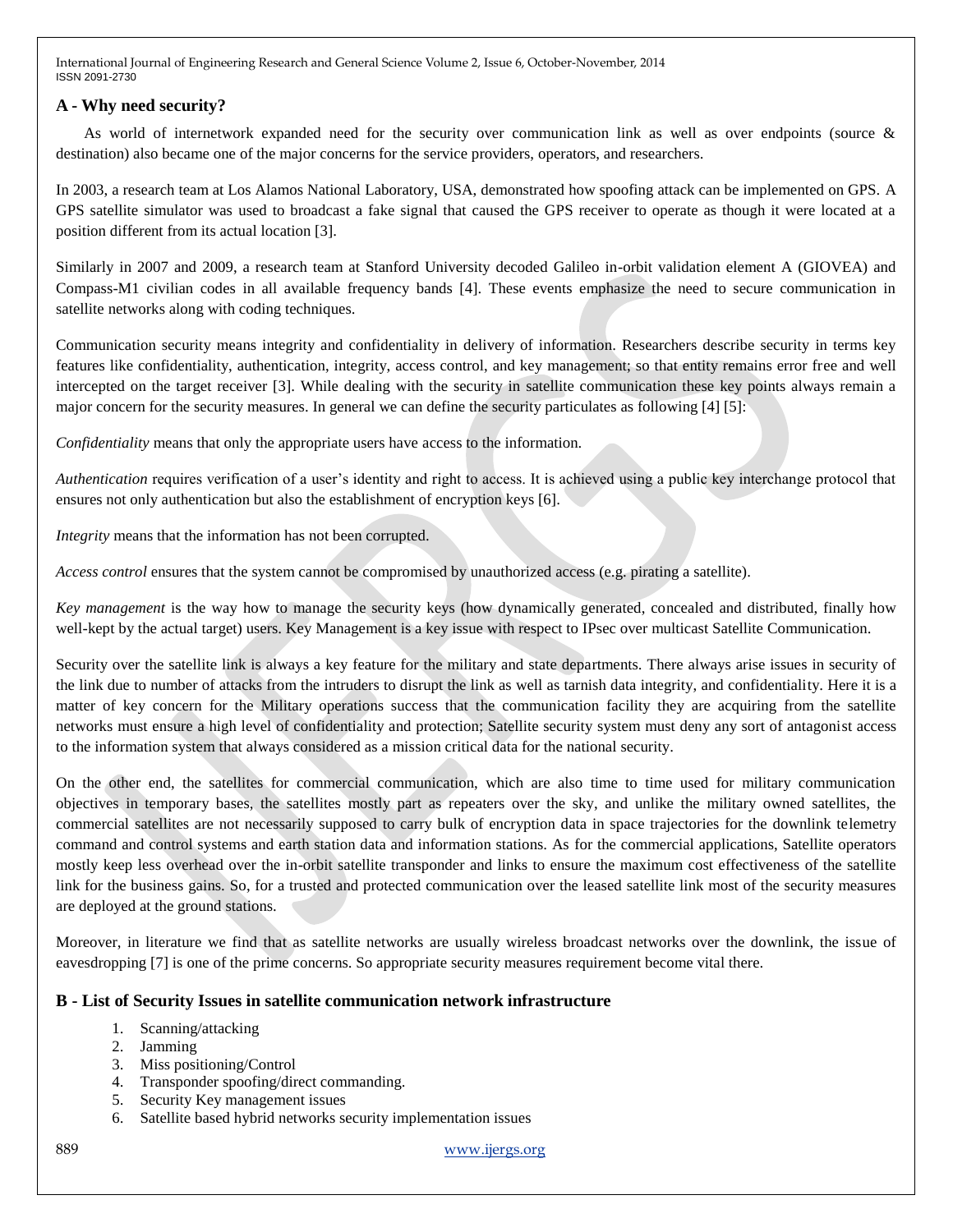### A - Why need security?

As world of internetwork expanded need for the security over communication link as well as over endpoints (source & destination) also became one of the major concerns for the service providers, operators, and researchers.

In 2003, a research team at Los Alamos National Laboratory, USA, demonstrated how spoofing attack can be implemented on GPS. A GPS satellite simulator was used to broadcast a fake signal that caused the GPS receiver to operate as though it were located at a position different from its actual location [3].

Similarly in 2007 and 2009, a research team at Stanford University decoded Galileo in-orbit validation element A (GIOVEA) and Compass-M1 civilian codes in all available frequency bands [4]. These events emphasize the need to secure communication in satellite networks along with coding techniques.

Communication security means integrity and confidentiality in delivery of information. Researchers describe security in terms key features like confidentiality, authentication, integrity, access control, and key management; so that entity remains error free and well intercepted on the target receiver [3]. While dealing with the security in satellite communication these key points always remain a major concern for the security measures. In general we can define the security particulates as following [4] [5]:

*Confidentiality* means that only the appropriate users have access to the information.

*Authentication* requires verification of a user's identity and right to access. It is achieved using a public key interchange protocol that ensures not only authentication but also the establishment of encryption keys [6].

*Integrity* means that the information has not been corrupted.

*Access control* ensures that the system cannot be compromised by unauthorized access (e.g. pirating a satellite).

*Key management* is the way how to manage the security keys (how dynamically generated, concealed and distributed, finally how well-kept by the actual target) users. Key Management is a key issue with respect to IPsec over multicast Satellite Communication.

Security over the satellite link is always a key feature for the military and state departments. There always arise issues in security of the link due to number of attacks from the intruders to disrupt the link as well as tarnish data integrity, and confidentiality. Here it is a matter of key concern for the Military operations success that the communication facility they are acquiring from the satellite networks must ensure a high level of confidentiality and protection; Satellite security system must deny any sort of antagonist access to the information system that always considered as a mission critical data for the national security.

On the other end, the satellites for commercial communication, which are also time to time used for military communication objectives in temporary bases, the satellites mostly part as repeaters over the sky, and unlike the military owned satellites, the commercial satellites are not necessarily supposed to carry bulk of encryption data in space trajectories for the downlink telemetry command and control systems and earth station data and information stations. As for the commercial applications, Satellite operators mostly keep less overhead over the in-orbit satellite transponder and links to ensure the maximum cost effectiveness of the satellite link for the business gains. So, for a trusted and protected communication over the leased satellite link most of the security measures are deployed at the ground stations.

Moreover, in literature we find that as satellite networks are usually wireless broadcast networks over the downlink, the issue of eavesdropping [7] is one of the prime concerns. So appropriate security measures requirement become vital there.

### B - List of Security Issues in satellite communication network infrastructure

1. Scanning/attacking
2. Jamming
3. Miss positioning/Control
4. Transponder spoofing/direct commanding.
5. Security Key management issues
6. Satellite based hybrid networks security implementation issues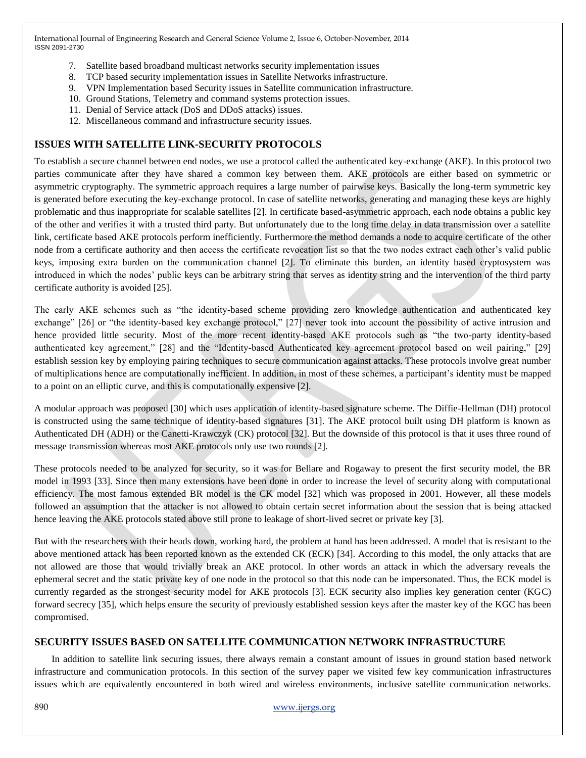7. Satellite based broadband multicast networks security implementation issues
8. TCP based security implementation issues in Satellite Networks infrastructure.
9. VPN Implementation based Security issues in Satellite communication infrastructure.
10. Ground Stations, Telemetry and command systems protection issues.
11. Denial of Service attack (DoS and DDoS attacks) issues.
12. Miscellaneous command and infrastructure security issues.

## ISSUES WITH SATELLITE LINK-SECURITY PROTOCOLS

To establish a secure channel between end nodes, we use a protocol called the authenticated key-exchange (AKE). In this protocol two parties communicate after they have shared a common key between them. AKE protocols are either based on symmetric or asymmetric cryptography. The symmetric approach requires a large number of pairwise keys. Basically the long-term symmetric key is generated before executing the key-exchange protocol. In case of satellite networks, generating and managing these keys are highly problematic and thus inappropriate for scalable satellites [2]. In certificate based-asymmetric approach, each node obtains a public key of the other and verifies it with a trusted third party. But unfortunately due to the long time delay in data transmission over a satellite link, certificate based AKE protocols perform inefficiently. Furthermore the method demands a node to acquire certificate of the other node from a certificate authority and then access the certificate revocation list so that the two nodes extract each other's valid public keys, imposing extra burden on the communication channel [2]. To eliminate this burden, an identity based cryptosystem was introduced in which the nodes' public keys can be arbitrary string that serves as identity string and the intervention of the third party certificate authority is avoided [25].

The early AKE schemes such as "the identity-based scheme providing zero knowledge authentication and authenticated key exchange" [26] or "the identity-based key exchange protocol," [27] never took into account the possibility of active intrusion and hence provided little security. Most of the more recent identity-based AKE protocols such as "the two-party identity-based authenticated key agreement," [28] and the "Identity-based Authenticated key agreement protocol based on weil pairing," [29] establish session key by employing pairing techniques to secure communication against attacks. These protocols involve great number of multiplications hence are computationally inefficient. In addition, in most of these schemes, a participant's identity must be mapped to a point on an elliptic curve, and this is computationally expensive [2].

A modular approach was proposed [30] which uses application of identity-based signature scheme. The Diffie-Hellman (DH) protocol is constructed using the same technique of identity-based signatures [31]. The AKE protocol built using DH platform is known as Authenticated DH (ADH) or the Canetti-Krawczyk (CK) protocol [32]. But the downside of this protocol is that it uses three round of message transmission whereas most AKE protocols only use two rounds [2].

These protocols needed to be analyzed for security, so it was for Bellare and Rogaway to present the first security model, the BR model in 1993 [33]. Since then many extensions have been done in order to increase the level of security along with computational efficiency. The most famous extended BR model is the CK model [32] which was proposed in 2001. However, all these models followed an assumption that the attacker is not allowed to obtain certain secret information about the session that is being attacked hence leaving the AKE protocols stated above still prone to leakage of short-lived secret or private key [3].

But with the researchers with their heads down, working hard, the problem at hand has been addressed. A model that is resistant to the above mentioned attack has been reported known as the extended CK (ECK) [34]. According to this model, the only attacks that are not allowed are those that would trivially break an AKE protocol. In other words an attack in which the adversary reveals the ephemeral secret and the static private key of one node in the protocol so that this node can be impersonated. Thus, the ECK model is currently regarded as the strongest security model for AKE protocols [3]. ECK security also implies key generation center (KGC) forward secrecy [35], which helps ensure the security of previously established session keys after the master key of the KGC has been compromised.

## SECURITY ISSUES BASED ON SATELLITE COMMUNICATION NETWORK INFRASTRUCTURE

In addition to satellite link securing issues, there always remain a constant amount of issues in ground station based network infrastructure and communication protocols. In this section of the survey paper we visited few key communication infrastructures issues which are equivalently encountered in both wired and wireless environments, inclusive satellite communication networks.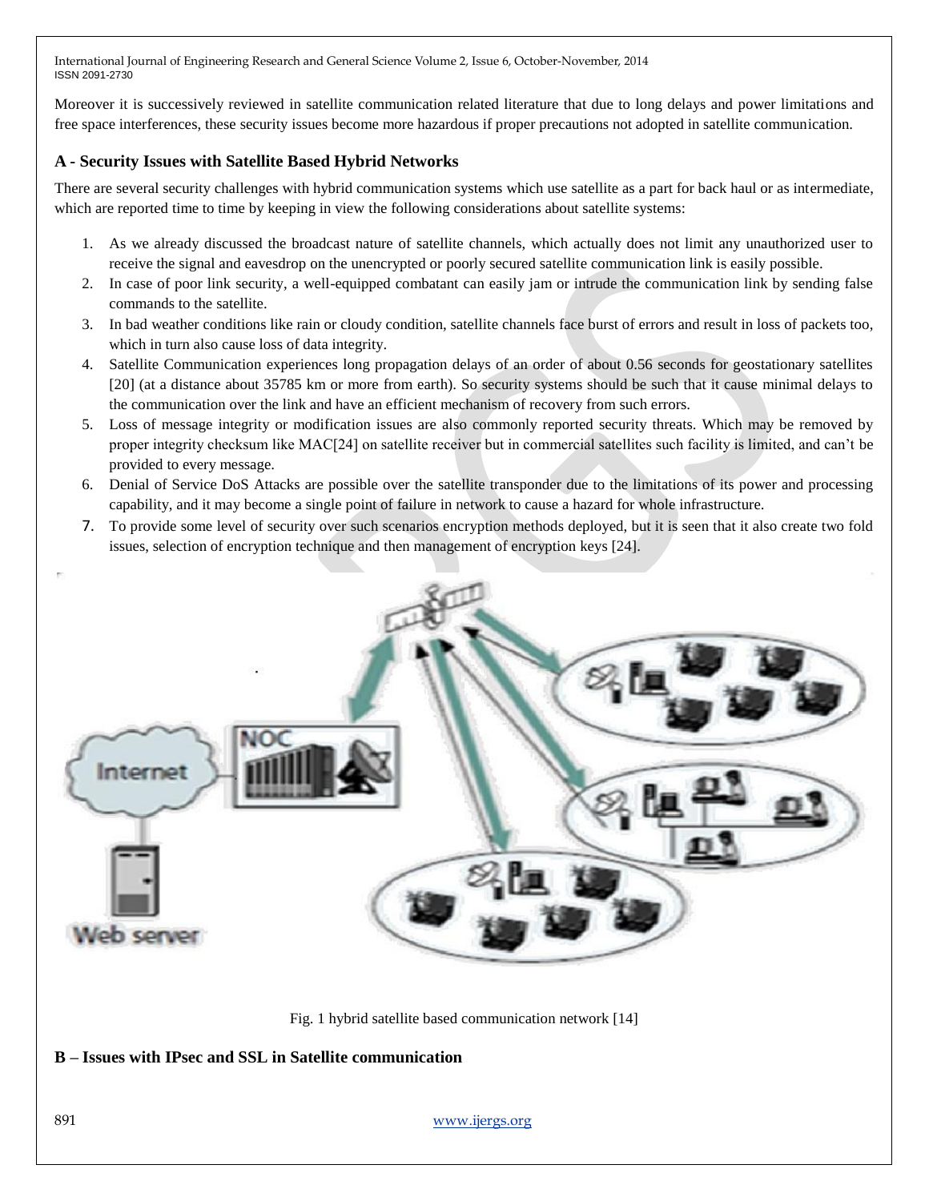Moreover it is successively reviewed in satellite communication related literature that due to long delays and power limitations and free space interferences, these security issues become more hazardous if proper precautions not adopted in satellite communication.

### A - Security Issues with Satellite Based Hybrid Networks

There are several security challenges with hybrid communication systems which use satellite as a part for back haul or as intermediate, which are reported time to time by keeping in view the following considerations about satellite systems:

1. As we already discussed the broadcast nature of satellite channels, which actually does not limit any unauthorized user to receive the signal and eavesdrop on the unencrypted or poorly secured satellite communication link is easily possible.
2. In case of poor link security, a well-equipped combatant can easily jam or intrude the communication link by sending false commands to the satellite.
3. In bad weather conditions like rain or cloudy condition, satellite channels face burst of errors and result in loss of packets too, which in turn also cause loss of data integrity.
4. Satellite Communication experiences long propagation delays of an order of about 0.56 seconds for geostationary satellites [20] (at a distance about 35785 km or more from earth). So security systems should be such that it cause minimal delays to the communication over the link and have an efficient mechanism of recovery from such errors.
5. Loss of message integrity or modification issues are also commonly reported security threats. Which may be removed by proper integrity checksum like MAC[24] on satellite receiver but in commercial satellites such facility is limited, and can't be provided to every message.
6. Denial of Service DoS Attacks are possible over the satellite transponder due to the limitations of its power and processing capability, and it may become a single point of failure in network to cause a hazard for whole infrastructure.
7. To provide some level of security over such scenarios encryption methods deployed, but it is seen that it also create two fold issues, selection of encryption technique and then management of encryption keys [24].

Fig. 1 hybrid satellite based communication network [14]

### B – Issues with IPsec and SSL in Satellite communication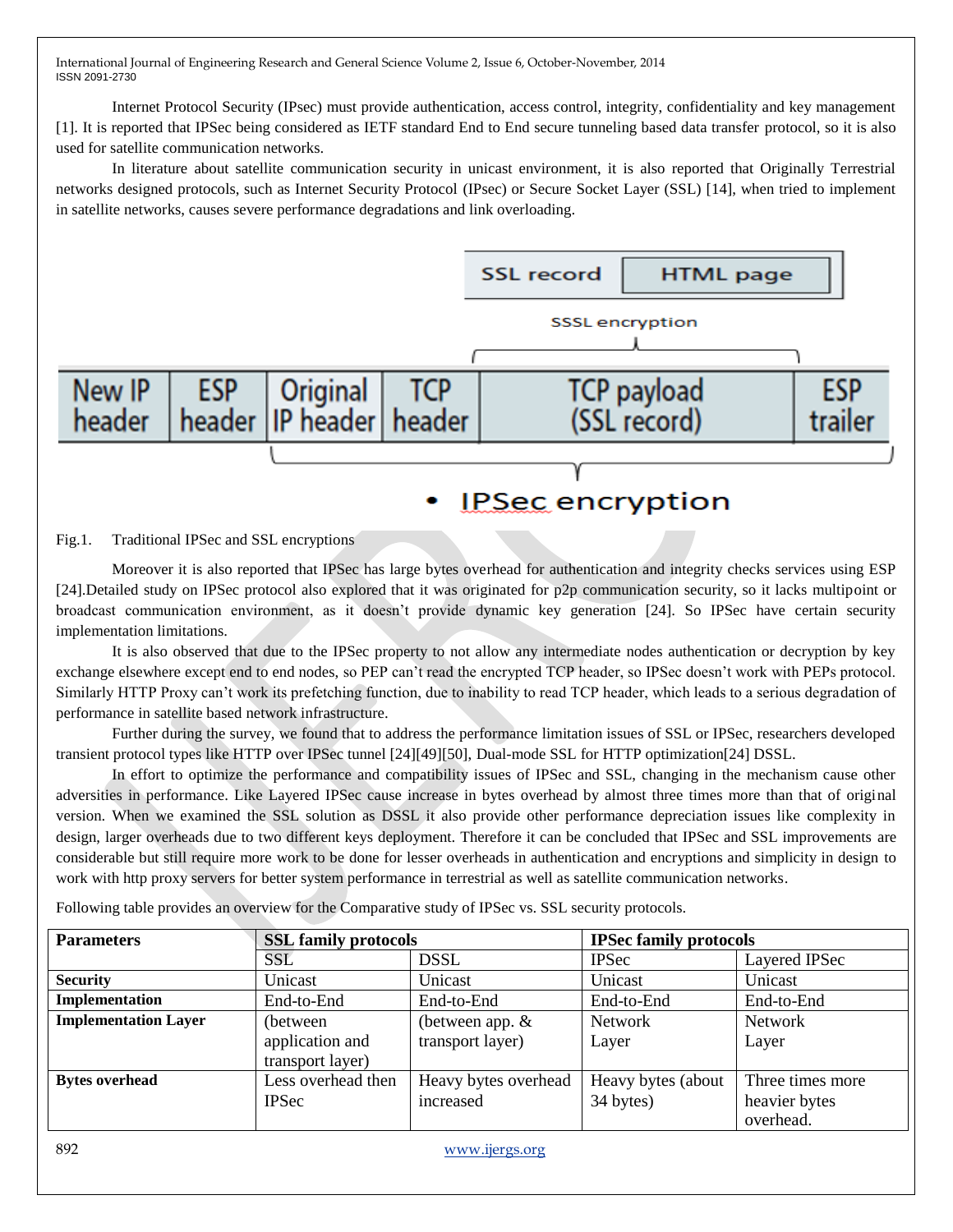Internet Protocol Security (IPsec) must provide authentication, access control, integrity, confidentiality and key management [1]. It is reported that IPSec being considered as IETF standard End to End secure tunneling based data transfer protocol, so it is also used for satellite communication networks.

In literature about satellite communication security in unicast environment, it is also reported that Originally Terrestrial networks designed protocols, such as Internet Security Protocol (IPsec) or Secure Socket Layer (SSL) [14], when tried to implement in satellite networks, causes severe performance degradations and link overloading.

Fig.1. Traditional IPSec and SSL encryptions

Moreover it is also reported that IPSec has large bytes overhead for authentication and integrity checks services using ESP [24].Detailed study on IPSec protocol also explored that it was originated for p2p communication security, so it lacks multipoint or broadcast communication environment, as it doesn't provide dynamic key generation [24]. So IPSec have certain security implementation limitations.

It is also observed that due to the IPSec property to not allow any intermediate nodes authentication or decryption by key exchange elsewhere except end to end nodes, so PEP can't read the encrypted TCP header, so IPSec doesn't work with PEPs protocol. Similarly HTTP Proxy can't work its prefetching function, due to inability to read TCP header, which leads to a serious degradation of performance in satellite based network infrastructure.

Further during the survey, we found that to address the performance limitation issues of SSL or IPSec, researchers developed transient protocol types like HTTP over IPSec tunnel [24][49][50], Dual-mode SSL for HTTP optimization[24] DSSL.

In effort to optimize the performance and compatibility issues of IPSec and SSL, changing in the mechanism cause other adversities in performance. Like Layered IPSec cause increase in bytes overhead by almost three times more than that of original version. When we examined the SSL solution as DSSL it also provide other performance depreciation issues like complexity in design, larger overheads due to two different keys deployment. Therefore it can be concluded that IPSec and SSL improvements are considerable but still require more work to be done for lesser overheads in authentication and encryptions and simplicity in design to work with http proxy servers for better system performance in terrestrial as well as satellite communication networks.

Following table provides an overview for the Comparative study of IPSec vs. SSL security protocols.

| **Parameters** | **SSL family protocols** | | **IPSec family protocols** | |
|---|---|---|---|---|
| | SSL | DSSL | IPSec | Layered IPSec |
| **Security** | Unicast | Unicast | Unicast | Unicast |
| **Implementation** | End-to-End | End-to-End | End-to-End | End-to-End |
| **Implementation Layer** | (between application and transport layer) | (between app. & transport layer) | Network Layer | Network Layer |
| **Bytes overhead** | Less overhead then IPSec | Heavy bytes overhead increased | Heavy bytes (about 34 bytes) | Three times more heavier bytes overhead. |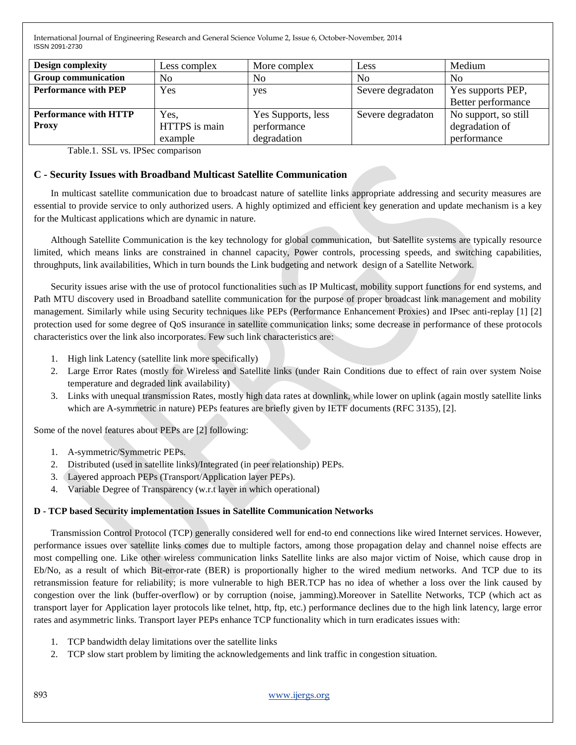| Design complexity | Less complex | More complex | Less | Medium |
|---|---|---|---|---|
| Group communication | No | No | No | No |
| Performance with PEP | Yes | yes | Severe degradaton | Yes supports PEP, Better performance |
| Performance with HTTP Proxy | Yes, HTTPS is main example | Yes Supports, less performance degradation | Severe degradaton | No support, so still degradation of performance |

Table.1. SSL vs. IPSec comparison

### C - Security Issues with Broadband Multicast Satellite Communication

In multicast satellite communication due to broadcast nature of satellite links appropriate addressing and security measures are essential to provide service to only authorized users. A highly optimized and efficient key generation and update mechanism is a key for the Multicast applications which are dynamic in nature.

Although Satellite Communication is the key technology for global communication, but Satellite systems are typically resource limited, which means links are constrained in channel capacity, Power controls, processing speeds, and switching capabilities, throughputs, link availabilities, Which in turn bounds the Link budgeting and network design of a Satellite Network.

Security issues arise with the use of protocol functionalities such as IP Multicast, mobility support functions for end systems, and Path MTU discovery used in Broadband satellite communication for the purpose of proper broadcast link management and mobility management. Similarly while using Security techniques like PEPs (Performance Enhancement Proxies) and IPsec anti-replay [1] [2] protection used for some degree of QoS insurance in satellite communication links; some decrease in performance of these protocols characteristics over the link also incorporates. Few such link characteristics are:

1. High link Latency (satellite link more specifically)
2. Large Error Rates (mostly for Wireless and Satellite links (under Rain Conditions due to effect of rain over system Noise temperature and degraded link availability)
3. Links with unequal transmission Rates, mostly high data rates at downlink, while lower on uplink (again mostly satellite links which are A-symmetric in nature) PEPs features are briefly given by IETF documents (RFC 3135), [2].

Some of the novel features about PEPs are [2] following:

1. A-symmetric/Symmetric PEPs.
2. Distributed (used in satellite links)/Integrated (in peer relationship) PEPs.
3. Layered approach PEPs (Transport/Application layer PEPs).
4. Variable Degree of Transparency (w.r.t layer in which operational)

#### D - TCP based Security implementation Issues in Satellite Communication Networks

Transmission Control Protocol (TCP) generally considered well for end-to end connections like wired Internet services. However, performance issues over satellite links comes due to multiple factors, among those propagation delay and channel noise effects are most compelling one. Like other wireless communication links Satellite links are also major victim of Noise, which cause drop in Eb/No, as a result of which Bit-error-rate (BER) is proportionally higher to the wired medium networks. And TCP due to its retransmission feature for reliability; is more vulnerable to high BER.TCP has no idea of whether a loss over the link caused by congestion over the link (buffer-overflow) or by corruption (noise, jamming).Moreover in Satellite Networks, TCP (which act as transport layer for Application layer protocols like telnet, http, ftp, etc.) performance declines due to the high link latency, large error rates and asymmetric links. Transport layer PEPs enhance TCP functionality which in turn eradicates issues with:

1. TCP bandwidth delay limitations over the satellite links
2. TCP slow start problem by limiting the acknowledgements and link traffic in congestion situation.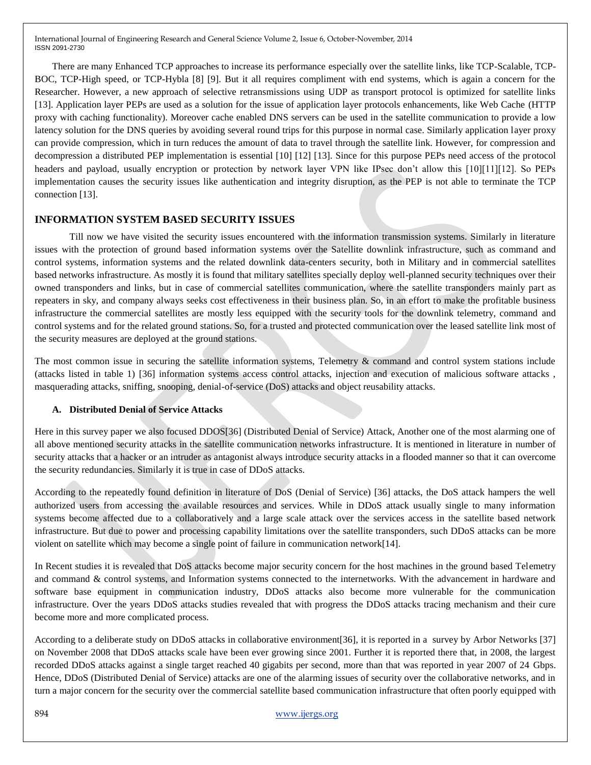There are many Enhanced TCP approaches to increase its performance especially over the satellite links, like TCP-Scalable, TCP-BOC, TCP-High speed, or TCP-Hybla [8] [9]. But it all requires compliment with end systems, which is again a concern for the Researcher. However, a new approach of selective retransmissions using UDP as transport protocol is optimized for satellite links [13]. Application layer PEPs are used as a solution for the issue of application layer protocols enhancements, like Web Cache (HTTP proxy with caching functionality). Moreover cache enabled DNS servers can be used in the satellite communication to provide a low latency solution for the DNS queries by avoiding several round trips for this purpose in normal case. Similarly application layer proxy can provide compression, which in turn reduces the amount of data to travel through the satellite link. However, for compression and decompression a distributed PEP implementation is essential [10] [12] [13]. Since for this purpose PEPs need access of the protocol headers and payload, usually encryption or protection by network layer VPN like IPsec don't allow this [10][11][12]. So PEPs implementation causes the security issues like authentication and integrity disruption, as the PEP is not able to terminate the TCP connection [13].

## INFORMATION SYSTEM BASED SECURITY ISSUES

Till now we have visited the security issues encountered with the information transmission systems. Similarly in literature issues with the protection of ground based information systems over the Satellite downlink infrastructure, such as command and control systems, information systems and the related downlink data-centers security, both in Military and in commercial satellites based networks infrastructure. As mostly it is found that military satellites specially deploy well-planned security techniques over their owned transponders and links, but in case of commercial satellites communication, where the satellite transponders mainly part as repeaters in sky, and company always seeks cost effectiveness in their business plan. So, in an effort to make the profitable business infrastructure the commercial satellites are mostly less equipped with the security tools for the downlink telemetry, command and control systems and for the related ground stations. So, for a trusted and protected communication over the leased satellite link most of the security measures are deployed at the ground stations.

The most common issue in securing the satellite information systems, Telemetry & command and control system stations include (attacks listed in table 1) [36] information systems access control attacks, injection and execution of malicious software attacks , masquerading attacks, sniffing, snooping, denial-of-service (DoS) attacks and object reusability attacks.

### A. Distributed Denial of Service Attacks

Here in this survey paper we also focused DDOS[36] (Distributed Denial of Service) Attack, Another one of the most alarming one of all above mentioned security attacks in the satellite communication networks infrastructure. It is mentioned in literature in number of security attacks that a hacker or an intruder as antagonist always introduce security attacks in a flooded manner so that it can overcome the security redundancies. Similarly it is true in case of DDoS attacks.

According to the repeatedly found definition in literature of DoS (Denial of Service) [36] attacks, the DoS attack hampers the well authorized users from accessing the available resources and services. While in DDoS attack usually single to many information systems become affected due to a collaboratively and a large scale attack over the services access in the satellite based network infrastructure. But due to power and processing capability limitations over the satellite transponders, such DDoS attacks can be more violent on satellite which may become a single point of failure in communication network[14].

In Recent studies it is revealed that DoS attacks become major security concern for the host machines in the ground based Telemetry and command & control systems, and Information systems connected to the internetworks. With the advancement in hardware and software base equipment in communication industry, DDoS attacks also become more vulnerable for the communication infrastructure. Over the years DDoS attacks studies revealed that with progress the DDoS attacks tracing mechanism and their cure become more and more complicated process.

According to a deliberate study on DDoS attacks in collaborative environment[36], it is reported in a survey by Arbor Networks [37] on November 2008 that DDoS attacks scale have been ever growing since 2001. Further it is reported there that, in 2008, the largest recorded DDoS attacks against a single target reached 40 gigabits per second, more than that was reported in year 2007 of 24 Gbps. Hence, DDoS (Distributed Denial of Service) attacks are one of the alarming issues of security over the collaborative networks, and in turn a major concern for the security over the commercial satellite based communication infrastructure that often poorly equipped with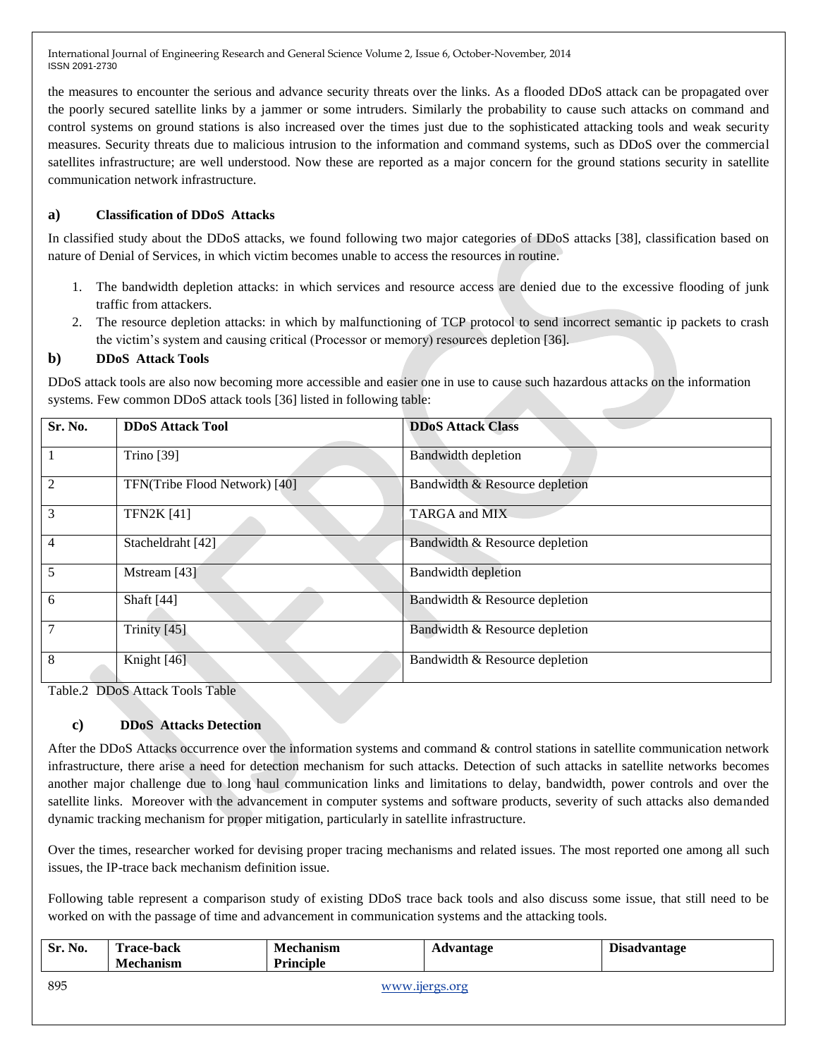the measures to encounter the serious and advance security threats over the links. As a flooded DDoS attack can be propagated over the poorly secured satellite links by a jammer or some intruders. Similarly the probability to cause such attacks on command and control systems on ground stations is also increased over the times just due to the sophisticated attacking tools and weak security measures. Security threats due to malicious intrusion to the information and command systems, such as DDoS over the commercial satellites infrastructure; are well understood. Now these are reported as a major concern for the ground stations security in satellite communication network infrastructure.

### a) Classification of DDoS Attacks

In classified study about the DDoS attacks, we found following two major categories of DDoS attacks [38], classification based on nature of Denial of Services, in which victim becomes unable to access the resources in routine.

1. The bandwidth depletion attacks: in which services and resource access are denied due to the excessive flooding of junk traffic from attackers.
2. The resource depletion attacks: in which by malfunctioning of TCP protocol to send incorrect semantic ip packets to crash the victim's system and causing critical (Processor or memory) resources depletion [36].

### b) DDoS Attack Tools

DDoS attack tools are also now becoming more accessible and easier one in use to cause such hazardous attacks on the information systems. Few common DDoS attack tools [36] listed in following table:

| Sr. No. | DDoS Attack Tool | DDoS Attack Class |
|---|---|---|
| 1 | Trino [39] | Bandwidth depletion |
| 2 | TFN(Tribe Flood Network) [40] | Bandwidth & Resource depletion |
| 3 | TFN2K [41] | TARGA and MIX |
| 4 | Stacheldraht [42] | Bandwidth & Resource depletion |
| 5 | Mstream [43] | Bandwidth depletion |
| 6 | Shaft [44] | Bandwidth & Resource depletion |
| 7 | Trinity [45] | Bandwidth & Resource depletion |
| 8 | Knight [46] | Bandwidth & Resource depletion |

Table.2 DDoS Attack Tools Table

### c) DDoS Attacks Detection

After the DDoS Attacks occurrence over the information systems and command & control stations in satellite communication network infrastructure, there arise a need for detection mechanism for such attacks. Detection of such attacks in satellite networks becomes another major challenge due to long haul communication links and limitations to delay, bandwidth, power controls and over the satellite links. Moreover with the advancement in computer systems and software products, severity of such attacks also demanded dynamic tracking mechanism for proper mitigation, particularly in satellite infrastructure.

Over the times, researcher worked for devising proper tracing mechanisms and related issues. The most reported one among all such issues, the IP-trace back mechanism definition issue.

Following table represent a comparison study of existing DDoS trace back tools and also discuss some issue, that still need to be worked on with the passage of time and advancement in communication systems and the attacking tools.

| Sr. No. | Trace-back Mechanism | Mechanism Principle | Advantage | Disadvantage |
|---|---|---|---|---|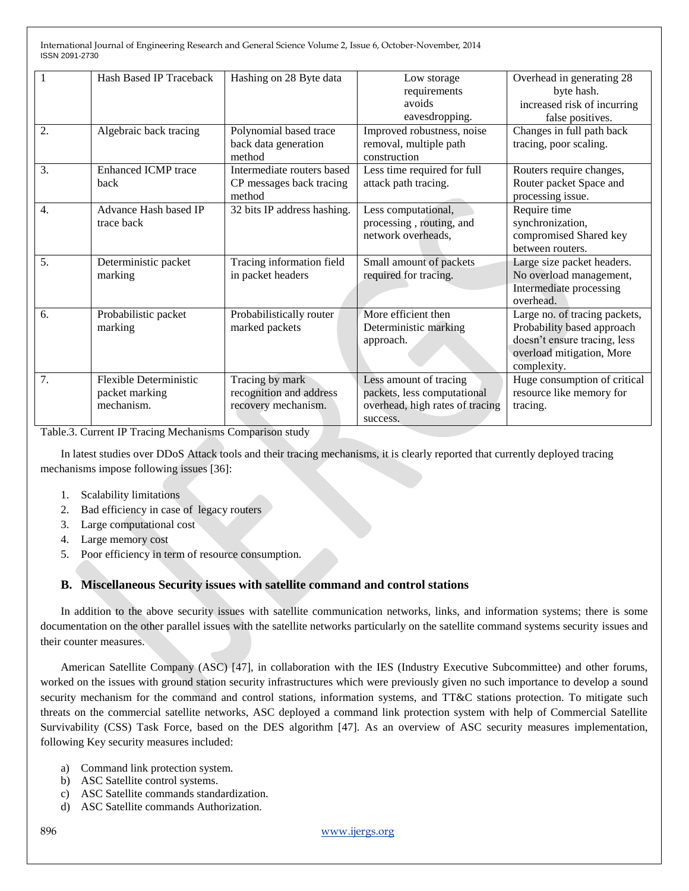| 1 | Hash Based IP Traceback | Hashing on 28 Byte data | Low storage requirements avoids eavesdropping. | Overhead in generating 28 byte hash. increased risk of incurring false positives. |
|---|---|---|---|---|
| 2. | Algebraic back tracing | Polynomial based trace back data generation method | Improved robustness, noise removal, multiple path construction | Changes in full path back tracing, poor scaling. |
| 3. | Enhanced ICMP trace back | Intermediate routers based CP messages back tracing method | Less time required for full attack path tracing. | Routers require changes, Router packet Space and processing issue. |
| 4. | Advance Hash based IP trace back | 32 bits IP address hashing. | Less computational, processing , routing, and network overheads, | Require time synchronization, compromised Shared key between routers. |
| 5. | Deterministic packet marking | Tracing information field in packet headers | Small amount of packets required for tracing. | Large size packet headers. No overload management, Intermediate processing overhead. |
| 6. | Probabilistic packet marking | Probabilistically router marked packets | More efficient then Deterministic marking approach. | Large no. of tracing packets, Probability based approach doesn't ensure tracing, less overload mitigation, More complexity. |
| 7. | Flexible Deterministic packet marking mechanism. | Tracing by mark recognition and address recovery mechanism. | Less amount of tracing packets, less computational overhead, high rates of tracing success. | Huge consumption of critical resource like memory for tracing. |

Table.3. Current IP Tracing Mechanisms Comparison study

In latest studies over DDoS Attack tools and their tracing mechanisms, it is clearly reported that currently deployed tracing mechanisms impose following issues [36]:

1. Scalability limitations
2. Bad efficiency in case of legacy routers
3. Large computational cost
4. Large memory cost
5. Poor efficiency in term of resource consumption.

### B. Miscellaneous Security issues with satellite command and control stations

In addition to the above security issues with satellite communication networks, links, and information systems; there is some documentation on the other parallel issues with the satellite networks particularly on the satellite command systems security issues and their counter measures.

American Satellite Company (ASC) [47], in collaboration with the IES (Industry Executive Subcommittee) and other forums, worked on the issues with ground station security infrastructures which were previously given no such importance to develop a sound security mechanism for the command and control stations, information systems, and TT&C stations protection. To mitigate such threats on the commercial satellite networks, ASC deployed a command link protection system with help of Commercial Satellite Survivability (CSS) Task Force, based on the DES algorithm [47]. As an overview of ASC security measures implementation, following Key security measures included:

a) Command link protection system.
b) ASC Satellite control systems.
c) ASC Satellite commands standardization.
d) ASC Satellite commands Authorization.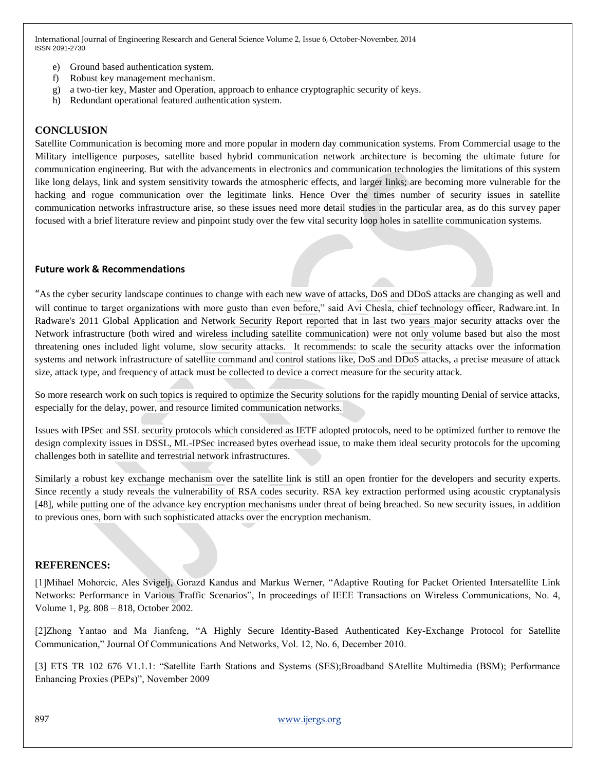e) Ground based authentication system.
f) Robust key management mechanism.
g) a two-tier key, Master and Operation, approach to enhance cryptographic security of keys.
h) Redundant operational featured authentication system.

## CONCLUSION

Satellite Communication is becoming more and more popular in modern day communication systems. From Commercial usage to the Military intelligence purposes, satellite based hybrid communication network architecture is becoming the ultimate future for communication engineering. But with the advancements in electronics and communication technologies the limitations of this system like long delays, link and system sensitivity towards the atmospheric effects, and larger links; are becoming more vulnerable for the hacking and rogue communication over the legitimate links. Hence Over the times number of security issues in satellite communication networks infrastructure arise, so these issues need more detail studies in the particular area, as do this survey paper focused with a brief literature review and pinpoint study over the few vital security loop holes in satellite communication systems.

### Future work & Recommendations

"As the cyber security landscape continues to change with each new wave of attacks, DoS and DDoS attacks are changing as well and will continue to target organizations with more gusto than even before," said Avi Chesla, chief technology officer, Radware.int. In Radware's 2011 Global Application and Network Security Report reported that in last two years major security attacks over the Network infrastructure (both wired and wireless including satellite communication) were not only volume based but also the most threatening ones included light volume, slow security attacks. It recommends: to scale the security attacks over the information systems and network infrastructure of satellite command and control stations like, DoS and DDoS attacks, a precise measure of attack size, attack type, and frequency of attack must be collected to device a correct measure for the security attack.

So more research work on such topics is required to optimize the Security solutions for the rapidly mounting Denial of service attacks, especially for the delay, power, and resource limited communication networks.

Issues with IPSec and SSL security protocols which considered as IETF adopted protocols, need to be optimized further to remove the design complexity issues in DSSL, ML-IPSec increased bytes overhead issue, to make them ideal security protocols for the upcoming challenges both in satellite and terrestrial network infrastructures.

Similarly a robust key exchange mechanism over the satellite link is still an open frontier for the developers and security experts. Since recently a study reveals the vulnerability of RSA codes security. RSA key extraction performed using acoustic cryptanalysis [48], while putting one of the advance key encryption mechanisms under threat of being breached. So new security issues, in addition to previous ones, born with such sophisticated attacks over the encryption mechanism.

## REFERENCES:

[1]Mihael Mohorcic, Ales Svigelj, Gorazd Kandus and Markus Werner, "Adaptive Routing for Packet Oriented Intersatellite Link Networks: Performance in Various Traffic Scenarios", In proceedings of IEEE Transactions on Wireless Communications, No. 4, Volume 1, Pg. 808 – 818, October 2002.

[2]Zhong Yantao and Ma Jianfeng, "A Highly Secure Identity-Based Authenticated Key-Exchange Protocol for Satellite Communication," Journal Of Communications And Networks, Vol. 12, No. 6, December 2010.

[3] ETS TR 102 676 V1.1.1: "Satellite Earth Stations and Systems (SES);Broadband SAtellite Multimedia (BSM); Performance Enhancing Proxies (PEPs)", November 2009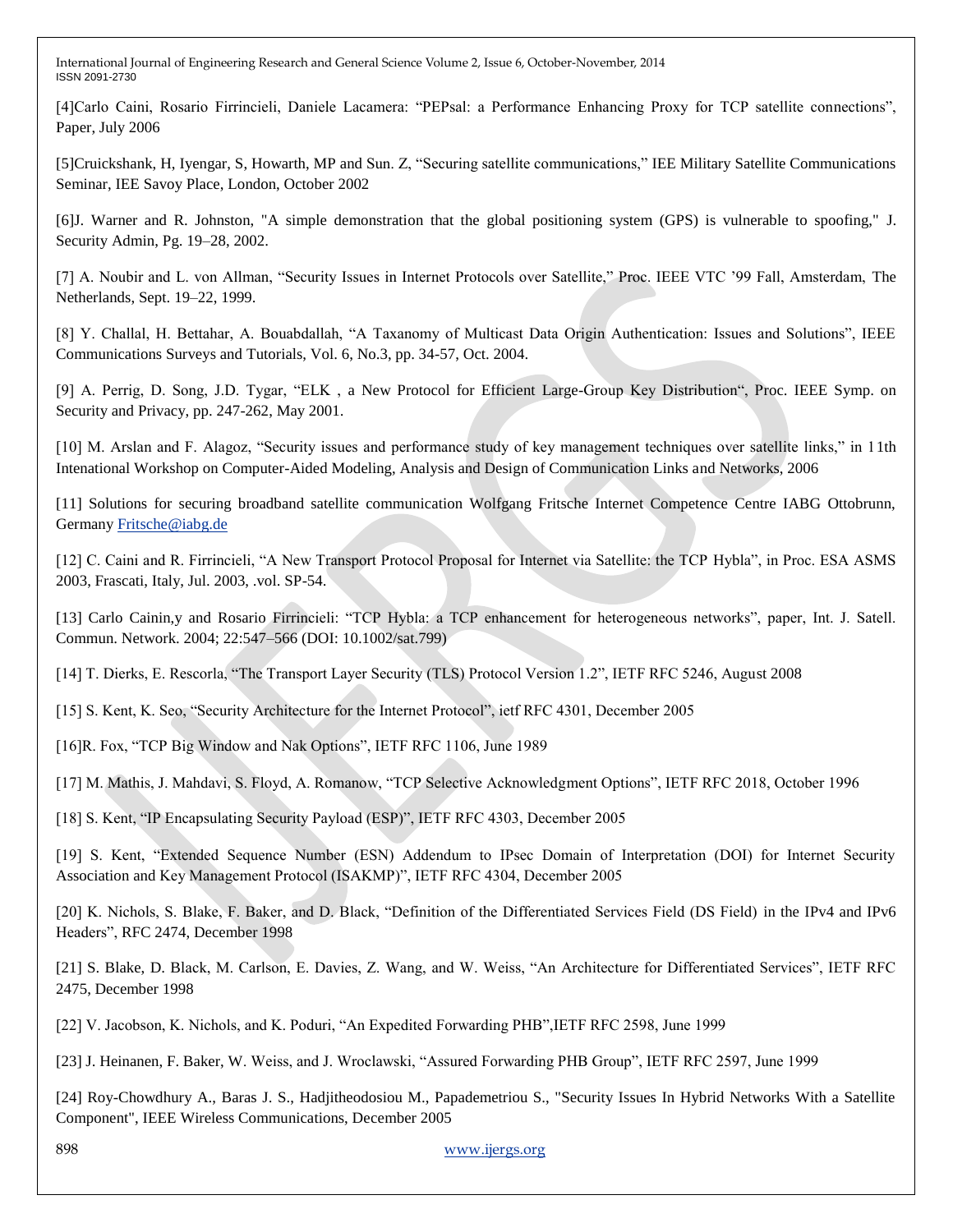[4]Carlo Caini, Rosario Firrincieli, Daniele Lacamera: “PEPsal: a Performance Enhancing Proxy for TCP satellite connections”, Paper, July 2006

[5]Cruickshank, H, Iyengar, S, Howarth, MP and Sun. Z, “Securing satellite communications,” IEE Military Satellite Communications Seminar, IEE Savoy Place, London, October 2002

[6]J. Warner and R. Johnston, "A simple demonstration that the global positioning system (GPS) is vulnerable to spoofing," J. Security Admin, Pg. 19–28, 2002.

[7] A. Noubir and L. von Allman, “Security Issues in Internet Protocols over Satellite,” Proc. IEEE VTC ’99 Fall, Amsterdam, The Netherlands, Sept. 19–22, 1999.

[8] Y. Challal, H. Bettahar, A. Bouabdallah, “A Taxanomy of Multicast Data Origin Authentication: Issues and Solutions”, IEEE Communications Surveys and Tutorials, Vol. 6, No.3, pp. 34-57, Oct. 2004.

[9] A. Perrig, D. Song, J.D. Tygar, “ELK , a New Protocol for Efficient Large-Group Key Distribution“, Proc. IEEE Symp. on Security and Privacy, pp. 247-262, May 2001.

[10] M. Arslan and F. Alagoz, “Security issues and performance study of key management techniques over satellite links,” in 11th Intenational Workshop on Computer-Aided Modeling, Analysis and Design of Communication Links and Networks, 2006

[11] Solutions for securing broadband satellite communication Wolfgang Fritsche Internet Competence Centre IABG Ottobrunn, Germany Fritsche@iabg.de

[12] C. Caini and R. Firrincieli, “A New Transport Protocol Proposal for Internet via Satellite: the TCP Hybla”, in Proc. ESA ASMS 2003, Frascati, Italy, Jul. 2003, .vol. SP-54.

[13] Carlo Cainin,y and Rosario Firrincieli: “TCP Hybla: a TCP enhancement for heterogeneous networks”, paper, Int. J. Satell. Commun. Network. 2004; 22:547–566 (DOI: 10.1002/sat.799)

[14] T. Dierks, E. Rescorla, “The Transport Layer Security (TLS) Protocol Version 1.2”, IETF RFC 5246, August 2008

[15] S. Kent, K. Seo, “Security Architecture for the Internet Protocol”, ietf RFC 4301, December 2005

[16]R. Fox, “TCP Big Window and Nak Options”, IETF RFC 1106, June 1989

[17] M. Mathis, J. Mahdavi, S. Floyd, A. Romanow, “TCP Selective Acknowledgment Options”, IETF RFC 2018, October 1996

[18] S. Kent, “IP Encapsulating Security Payload (ESP)”, IETF RFC 4303, December 2005

[19] S. Kent, “Extended Sequence Number (ESN) Addendum to IPsec Domain of Interpretation (DOI) for Internet Security Association and Key Management Protocol (ISAKMP)”, IETF RFC 4304, December 2005

[20] K. Nichols, S. Blake, F. Baker, and D. Black, “Definition of the Differentiated Services Field (DS Field) in the IPv4 and IPv6 Headers”, RFC 2474, December 1998

[21] S. Blake, D. Black, M. Carlson, E. Davies, Z. Wang, and W. Weiss, “An Architecture for Differentiated Services”, IETF RFC 2475, December 1998

[22] V. Jacobson, K. Nichols, and K. Poduri, “An Expedited Forwarding PHB”,IETF RFC 2598, June 1999

[23] J. Heinanen, F. Baker, W. Weiss, and J. Wroclawski, “Assured Forwarding PHB Group”, IETF RFC 2597, June 1999

[24] Roy-Chowdhury A., Baras J. S., Hadjitheodosiou M., Papademetriou S., "Security Issues In Hybrid Networks With a Satellite Component", IEEE Wireless Communications, December 2005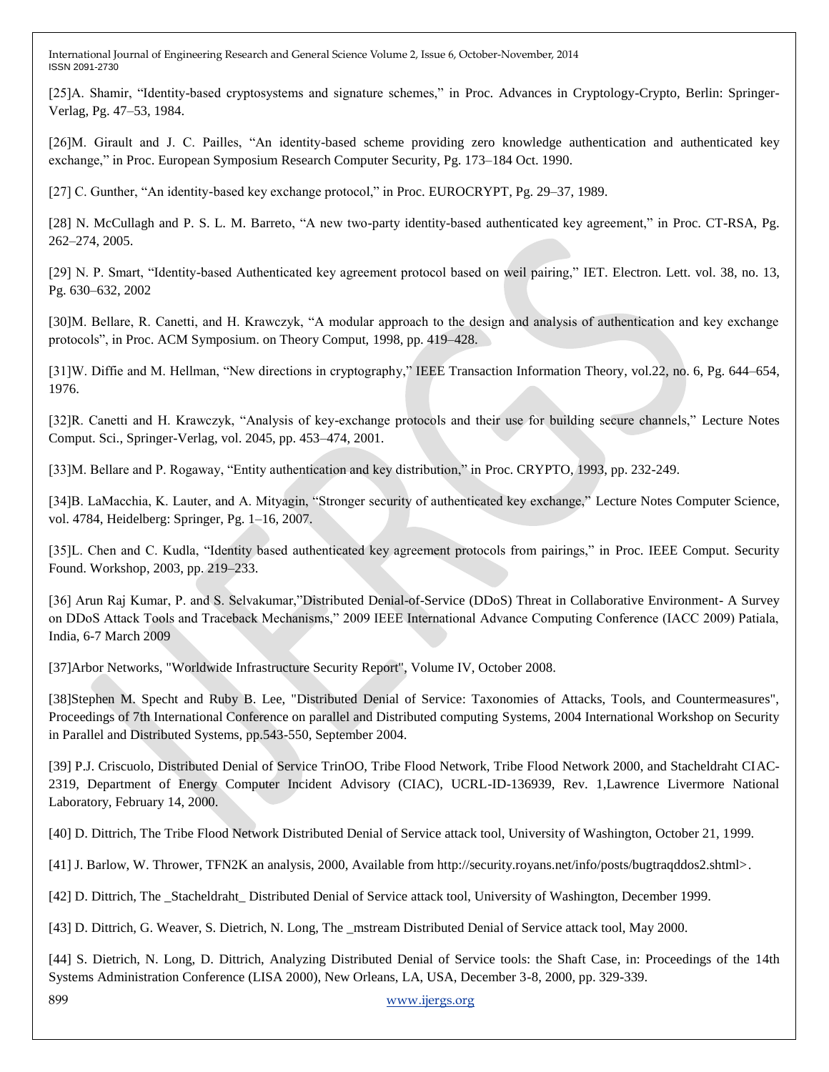[25]A. Shamir, "Identity-based cryptosystems and signature schemes," in Proc. Advances in Cryptology-Crypto, Berlin: Springer-Verlag, Pg. 47–53, 1984.

[26]M. Girault and J. C. Pailles, "An identity-based scheme providing zero knowledge authentication and authenticated key exchange," in Proc. European Symposium Research Computer Security, Pg. 173–184 Oct. 1990.

[27] C. Gunther, "An identity-based key exchange protocol," in Proc. EUROCRYPT, Pg. 29–37, 1989.

[28] N. McCullagh and P. S. L. M. Barreto, "A new two-party identity-based authenticated key agreement," in Proc. CT-RSA, Pg. 262–274, 2005.

[29] N. P. Smart, "Identity-based Authenticated key agreement protocol based on weil pairing," IET. Electron. Lett. vol. 38, no. 13, Pg. 630–632, 2002

[30]M. Bellare, R. Canetti, and H. Krawczyk, "A modular approach to the design and analysis of authentication and key exchange protocols", in Proc. ACM Symposium. on Theory Comput, 1998, pp. 419–428.

[31]W. Diffie and M. Hellman, "New directions in cryptography," IEEE Transaction Information Theory, vol.22, no. 6, Pg. 644–654, 1976.

[32]R. Canetti and H. Krawczyk, "Analysis of key-exchange protocols and their use for building secure channels," Lecture Notes Comput. Sci., Springer-Verlag, vol. 2045, pp. 453–474, 2001.

[33]M. Bellare and P. Rogaway, "Entity authentication and key distribution," in Proc. CRYPTO, 1993, pp. 232-249.

[34]B. LaMacchia, K. Lauter, and A. Mityagin, "Stronger security of authenticated key exchange," Lecture Notes Computer Science, vol. 4784, Heidelberg: Springer, Pg. 1–16, 2007.

[35]L. Chen and C. Kudla, "Identity based authenticated key agreement protocols from pairings," in Proc. IEEE Comput. Security Found. Workshop, 2003, pp. 219–233.

[36] Arun Raj Kumar, P. and S. Selvakumar,"Distributed Denial-of-Service (DDoS) Threat in Collaborative Environment- A Survey on DDoS Attack Tools and Traceback Mechanisms," 2009 IEEE International Advance Computing Conference (IACC 2009) Patiala, India, 6-7 March 2009

[37]Arbor Networks, "Worldwide Infrastructure Security Report", Volume IV, October 2008.

[38]Stephen M. Specht and Ruby B. Lee, "Distributed Denial of Service: Taxonomies of Attacks, Tools, and Countermeasures", Proceedings of 7th International Conference on parallel and Distributed computing Systems, 2004 International Workshop on Security in Parallel and Distributed Systems, pp.543-550, September 2004.

[39] P.J. Criscuolo, Distributed Denial of Service TrinOO, Tribe Flood Network, Tribe Flood Network 2000, and Stacheldraht CIAC-2319, Department of Energy Computer Incident Advisory (CIAC), UCRL-ID-136939, Rev. 1,Lawrence Livermore National Laboratory, February 14, 2000.

[40] D. Dittrich, The Tribe Flood Network Distributed Denial of Service attack tool, University of Washington, October 21, 1999.

[41] J. Barlow, W. Thrower, TFN2K an analysis, 2000, Available from http://security.royans.net/info/posts/bugtraqddos2.shtml>.

[42] D. Dittrich, The _Stacheldraht_ Distributed Denial of Service attack tool, University of Washington, December 1999.

[43] D. Dittrich, G. Weaver, S. Dietrich, N. Long, The _mstream Distributed Denial of Service attack tool, May 2000.

[44] S. Dietrich, N. Long, D. Dittrich, Analyzing Distributed Denial of Service tools: the Shaft Case, in: Proceedings of the 14th Systems Administration Conference (LISA 2000), New Orleans, LA, USA, December 3-8, 2000, pp. 329-339.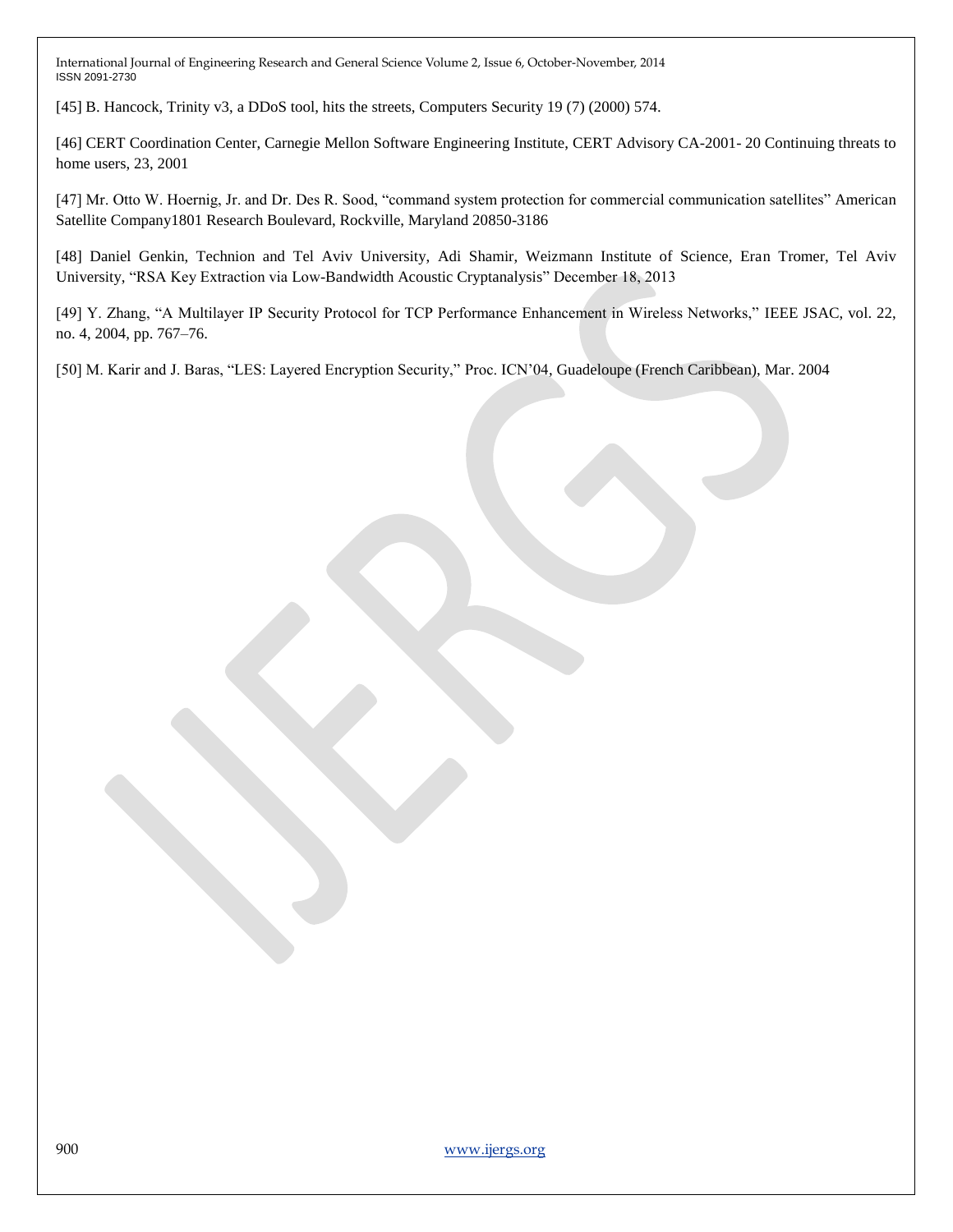[45] B. Hancock, Trinity v3, a DDoS tool, hits the streets, Computers Security 19 (7) (2000) 574.

[46] CERT Coordination Center, Carnegie Mellon Software Engineering Institute, CERT Advisory CA-2001- 20 Continuing threats to home users, 23, 2001

[47] Mr. Otto W. Hoernig, Jr. and Dr. Des R. Sood, "command system protection for commercial communication satellites" American Satellite Company1801 Research Boulevard, Rockville, Maryland 20850-3186

[48] Daniel Genkin, Technion and Tel Aviv University, Adi Shamir, Weizmann Institute of Science, Eran Tromer, Tel Aviv University, "RSA Key Extraction via Low-Bandwidth Acoustic Cryptanalysis" December 18, 2013

[49] Y. Zhang, "A Multilayer IP Security Protocol for TCP Performance Enhancement in Wireless Networks," IEEE JSAC, vol. 22, no. 4, 2004, pp. 767–76.

[50] M. Karir and J. Baras, "LES: Layered Encryption Security," Proc. ICN'04, Guadeloupe (French Caribbean), Mar. 2004